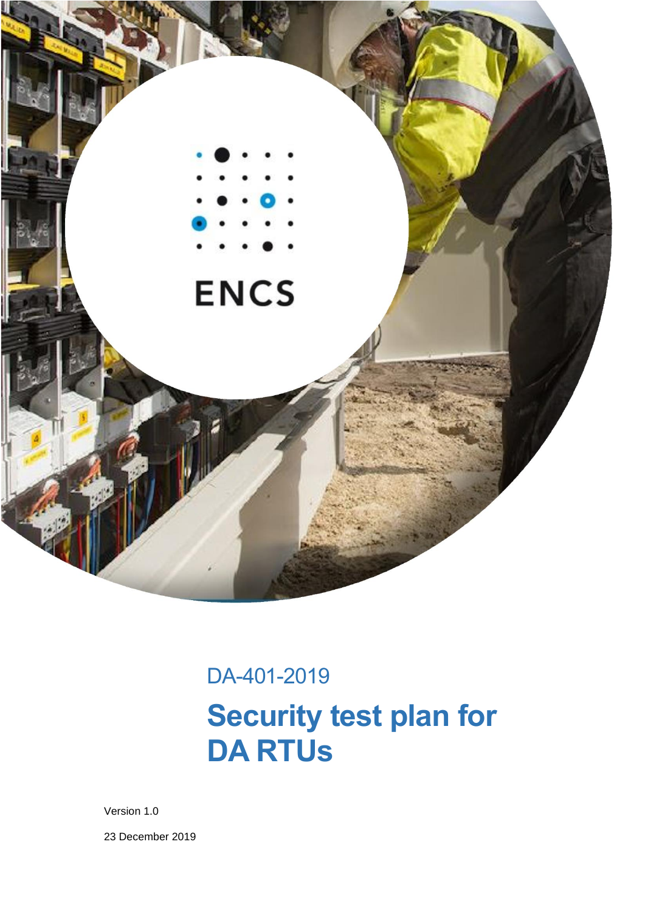ENCS

DA-401-2019

# Security test plan for DA RTUs

Version 1.0

23 December 2019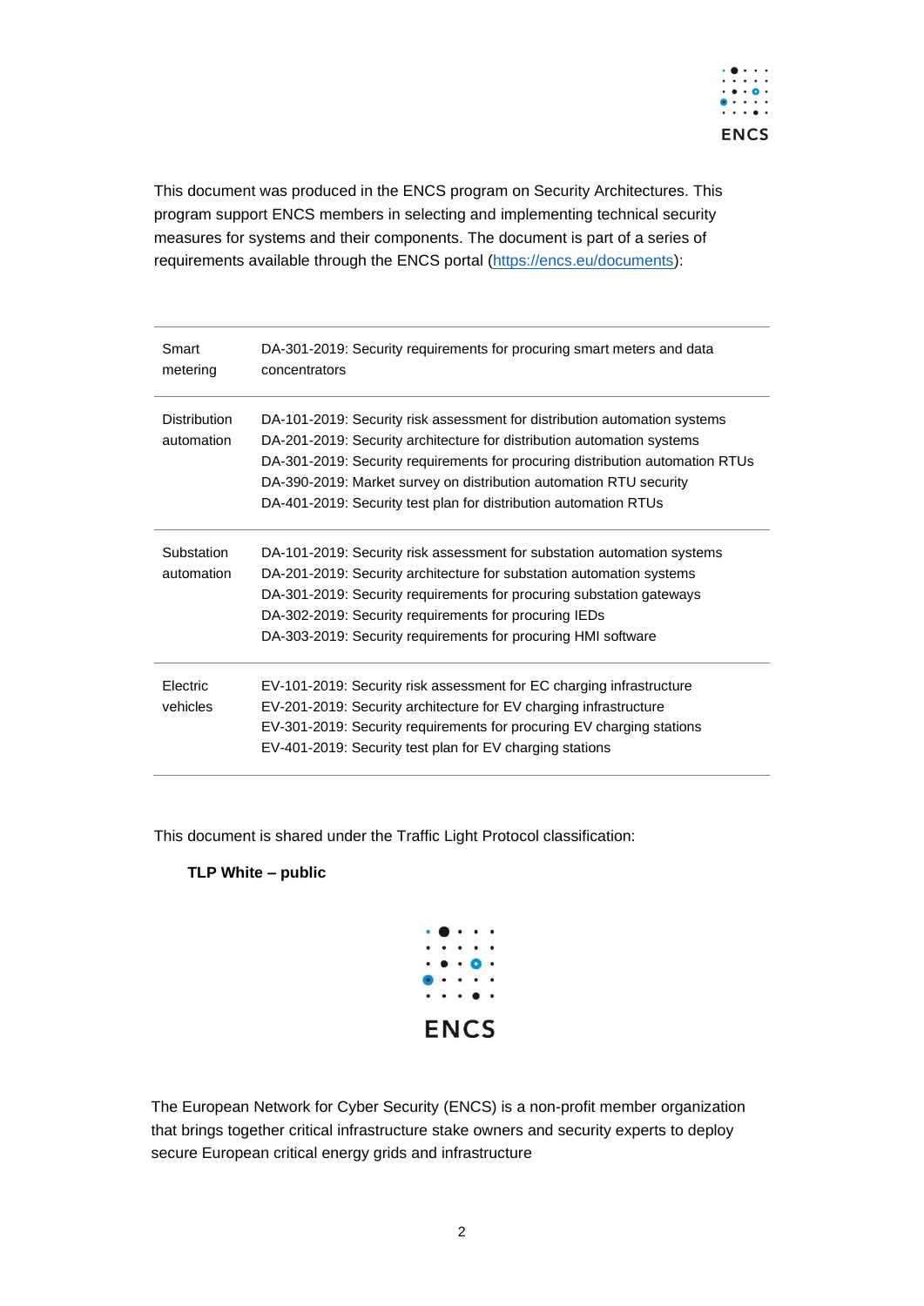This document was produced in the ENCS program on Security Architectures. This program support ENCS members in selecting and implementing technical security measures for systems and their components. The document is part of a series of requirements available through the ENCS portal (https://encs.eu/documents):

| | |
|---|---|
| Smart metering | DA-301-2019: Security requirements for procuring smart meters and data concentrators |
| Distribution automation | DA-101-2019: Security risk assessment for distribution automation systems<br>DA-201-2019: Security architecture for distribution automation systems<br>DA-301-2019: Security requirements for procuring distribution automation RTUs<br>DA-390-2019: Market survey on distribution automation RTU security<br>DA-401-2019: Security test plan for distribution automation RTUs |
| Substation automation | DA-101-2019: Security risk assessment for substation automation systems<br>DA-201-2019: Security architecture for substation automation systems<br>DA-301-2019: Security requirements for procuring substation gateways<br>DA-302-2019: Security requirements for procuring IEDs<br>DA-303-2019: Security requirements for procuring HMI software |
| Electric vehicles | EV-101-2019: Security risk assessment for EC charging infrastructure<br>EV-201-2019: Security architecture for EV charging infrastructure<br>EV-301-2019: Security requirements for procuring EV charging stations<br>EV-401-2019: Security test plan for EV charging stations |

This document is shared under the Traffic Light Protocol classification:

**TLP White – public**

ENCS

The European Network for Cyber Security (ENCS) is a non-profit member organization that brings together critical infrastructure stake owners and security experts to deploy secure European critical energy grids and infrastructure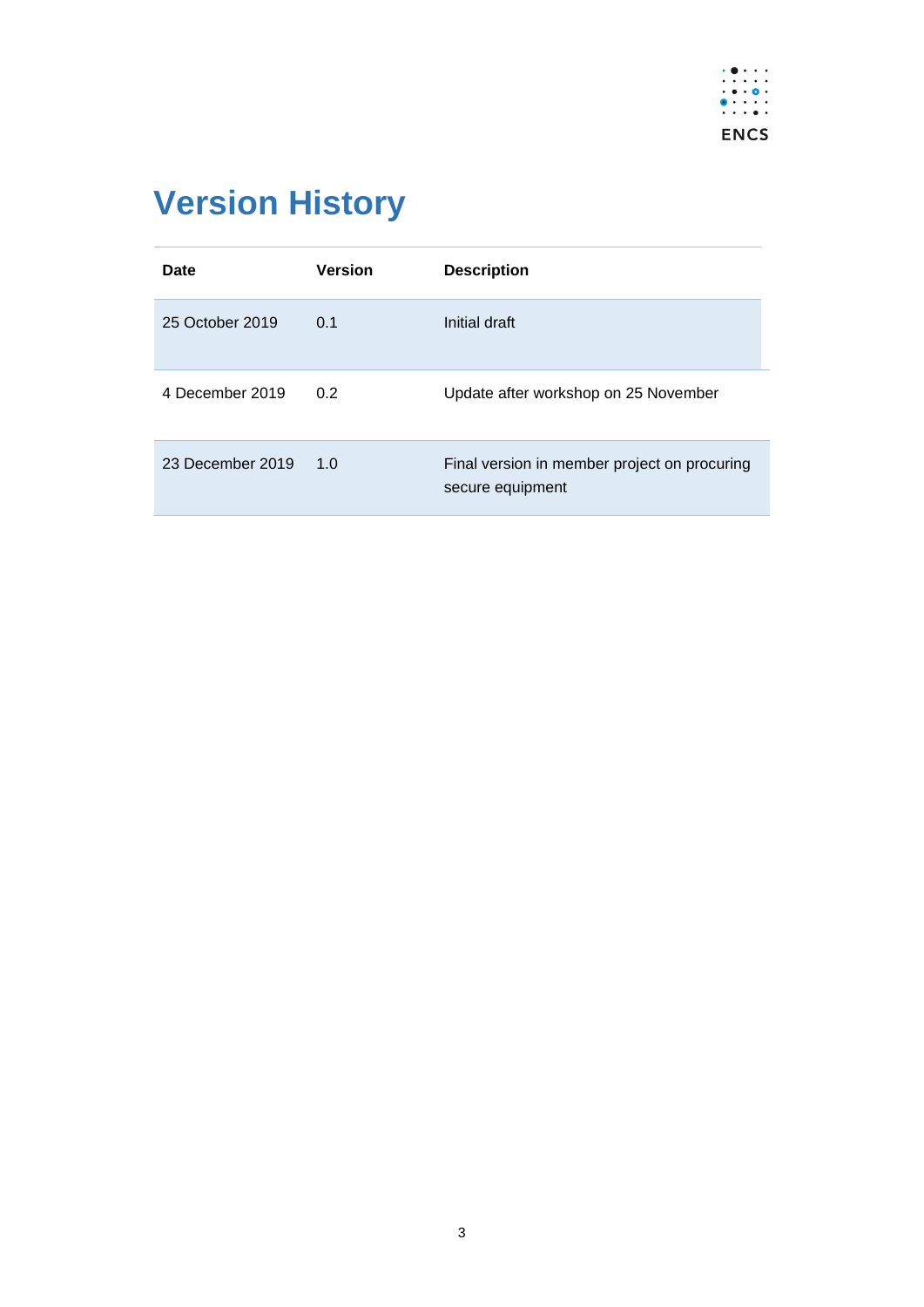# Version History

| Date | Version | Description |
| --- | --- | --- |
| 25 October 2019 | 0.1 | Initial draft |
| 4 December 2019 | 0.2 | Update after workshop on 25 November |
| 23 December 2019 | 1.0 | Final version in member project on procuring secure equipment |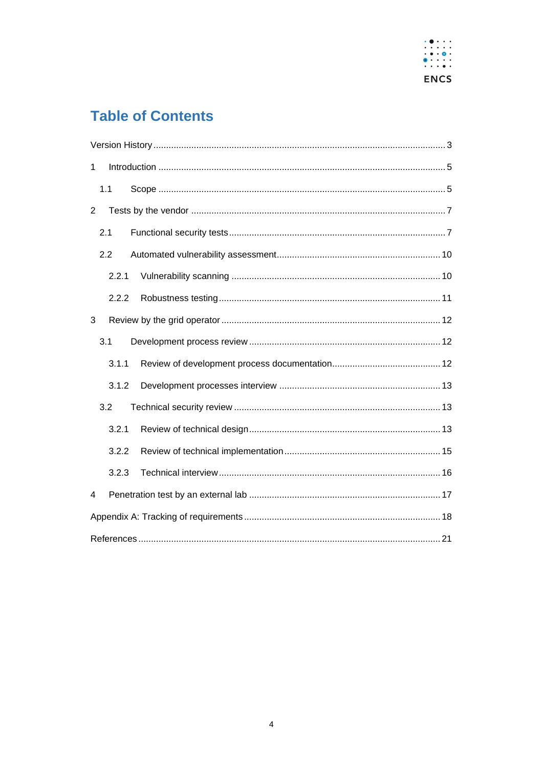# Table of Contents

Version History ........................................................................................................ 3

1 Introduction ........................................................................................................ 5

1.1 Scope ........................................................................................................ 5

2 Tests by the vendor ........................................................................................ 7

2.1 Functional security tests ........................................................................... 7

2.2 Automated vulnerability assessment ....................................................... 10

2.2.1 Vulnerability scanning ........................................................................ 10

2.2.2 Robustness testing ............................................................................. 11

3 Review by the grid operator ............................................................................ 12

3.1 Development process review .................................................................. 12

3.1.1 Review of development process documentation ................................. 12

3.1.2 Development processes interview ...................................................... 13

3.2 Technical security review ........................................................................ 13

3.2.1 Review of technical design ................................................................. 13

3.2.2 Review of technical implementation .................................................... 15

3.2.3 Technical interview ............................................................................. 16

4 Penetration test by an external lab ................................................................. 17

Appendix A: Tracking of requirements ................................................................. 18

References ............................................................................................................ 21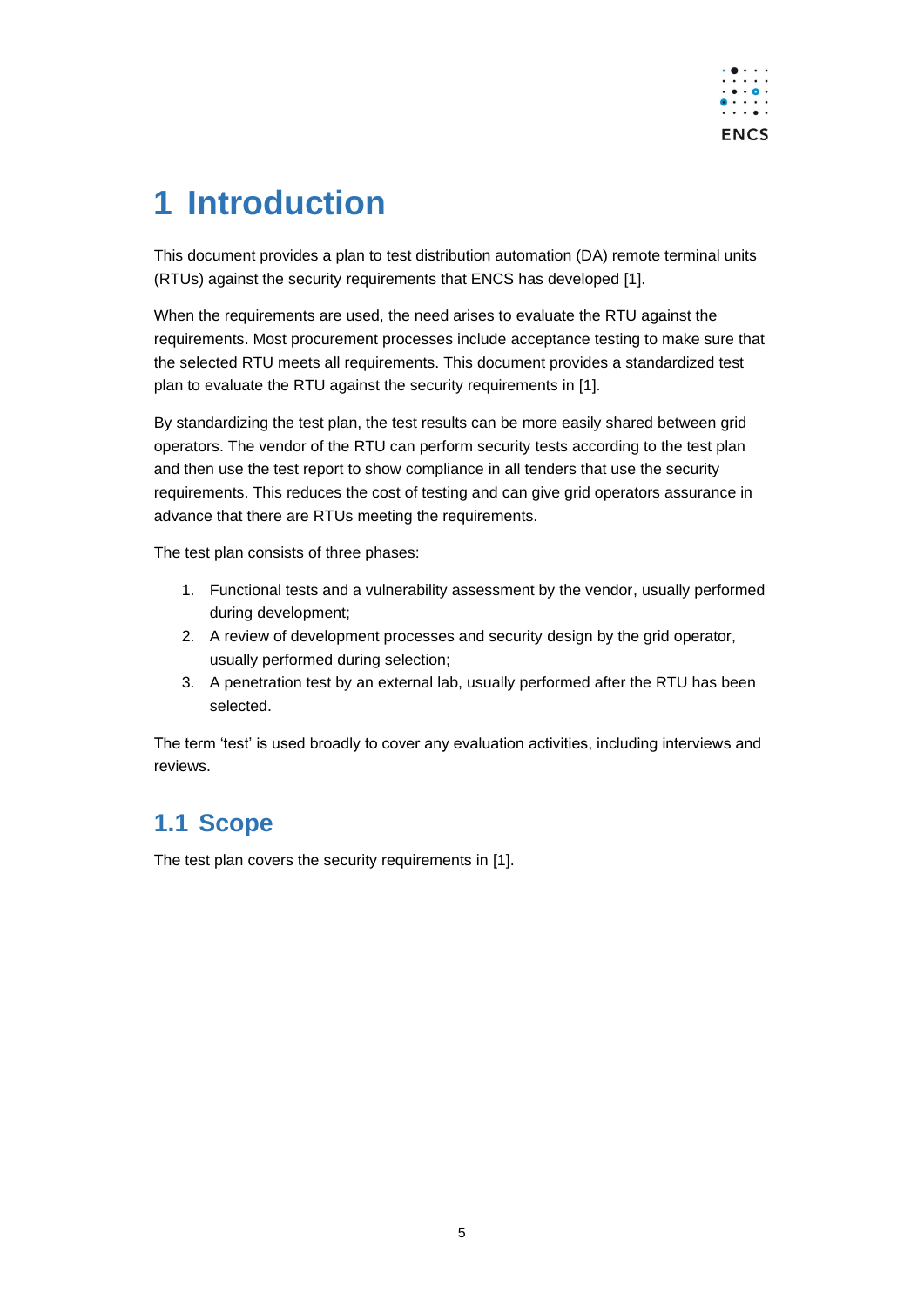# 1 Introduction

This document provides a plan to test distribution automation (DA) remote terminal units (RTUs) against the security requirements that ENCS has developed [1].

When the requirements are used, the need arises to evaluate the RTU against the requirements. Most procurement processes include acceptance testing to make sure that the selected RTU meets all requirements. This document provides a standardized test plan to evaluate the RTU against the security requirements in [1].

By standardizing the test plan, the test results can be more easily shared between grid operators. The vendor of the RTU can perform security tests according to the test plan and then use the test report to show compliance in all tenders that use the security requirements. This reduces the cost of testing and can give grid operators assurance in advance that there are RTUs meeting the requirements.

The test plan consists of three phases:

1. Functional tests and a vulnerability assessment by the vendor, usually performed during development;
2. A review of development processes and security design by the grid operator, usually performed during selection;
3. A penetration test by an external lab, usually performed after the RTU has been selected.

The term 'test' is used broadly to cover any evaluation activities, including interviews and reviews.

## 1.1 Scope

The test plan covers the security requirements in [1].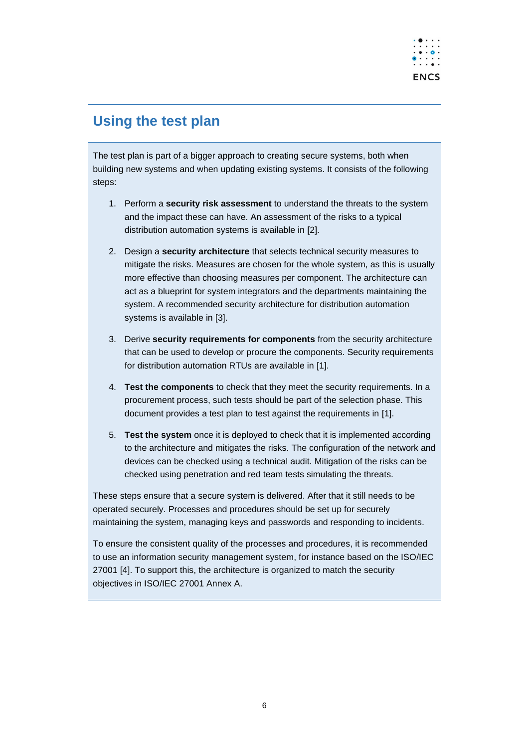## Using the test plan

The test plan is part of a bigger approach to creating secure systems, both when building new systems and when updating existing systems. It consists of the following steps:

1. Perform a **security risk assessment** to understand the threats to the system and the impact these can have. An assessment of the risks to a typical distribution automation systems is available in [2].

2. Design a **security architecture** that selects technical security measures to mitigate the risks. Measures are chosen for the whole system, as this is usually more effective than choosing measures per component. The architecture can act as a blueprint for system integrators and the departments maintaining the system. A recommended security architecture for distribution automation systems is available in [3].

3. Derive **security requirements for components** from the security architecture that can be used to develop or procure the components. Security requirements for distribution automation RTUs are available in [1].

4. **Test the components** to check that they meet the security requirements. In a procurement process, such tests should be part of the selection phase. This document provides a test plan to test against the requirements in [1].

5. **Test the system** once it is deployed to check that it is implemented according to the architecture and mitigates the risks. The configuration of the network and devices can be checked using a technical audit. Mitigation of the risks can be checked using penetration and red team tests simulating the threats.

These steps ensure that a secure system is delivered. After that it still needs to be operated securely. Processes and procedures should be set up for securely maintaining the system, managing keys and passwords and responding to incidents.

To ensure the consistent quality of the processes and procedures, it is recommended to use an information security management system, for instance based on the ISO/IEC 27001 [4]. To support this, the architecture is organized to match the security objectives in ISO/IEC 27001 Annex A.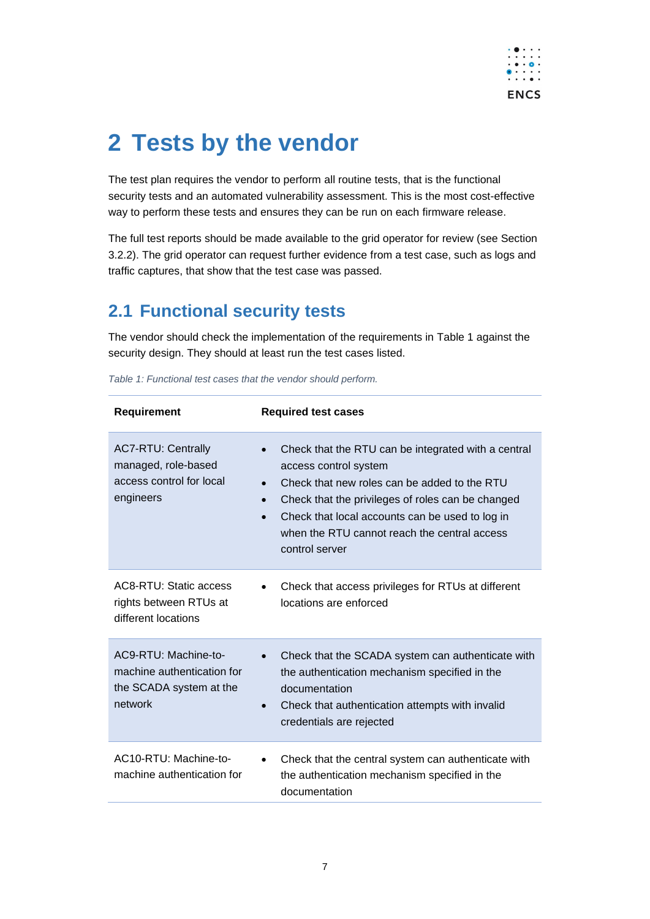# 2 Tests by the vendor

The test plan requires the vendor to perform all routine tests, that is the functional security tests and an automated vulnerability assessment. This is the most cost-effective way to perform these tests and ensures they can be run on each firmware release.

The full test reports should be made available to the grid operator for review (see Section 3.2.2). The grid operator can request further evidence from a test case, such as logs and traffic captures, that show that the test case was passed.

## 2.1 Functional security tests

The vendor should check the implementation of the requirements in Table 1 against the security design. They should at least run the test cases listed.

*Table 1: Functional test cases that the vendor should perform.*

| Requirement | Required test cases |
|---|---|
| AC7-RTU: Centrally managed, role-based access control for local engineers | • Check that the RTU can be integrated with a central access control system<br>• Check that new roles can be added to the RTU<br>• Check that the privileges of roles can be changed<br>• Check that local accounts can be used to log in when the RTU cannot reach the central access control server |
| AC8-RTU: Static access rights between RTUs at different locations | • Check that access privileges for RTUs at different locations are enforced |
| AC9-RTU: Machine-to-machine authentication for the SCADA system at the network | • Check that the SCADA system can authenticate with the authentication mechanism specified in the documentation<br>• Check that authentication attempts with invalid credentials are rejected |
| AC10-RTU: Machine-to-machine authentication for | • Check that the central system can authenticate with the authentication mechanism specified in the documentation |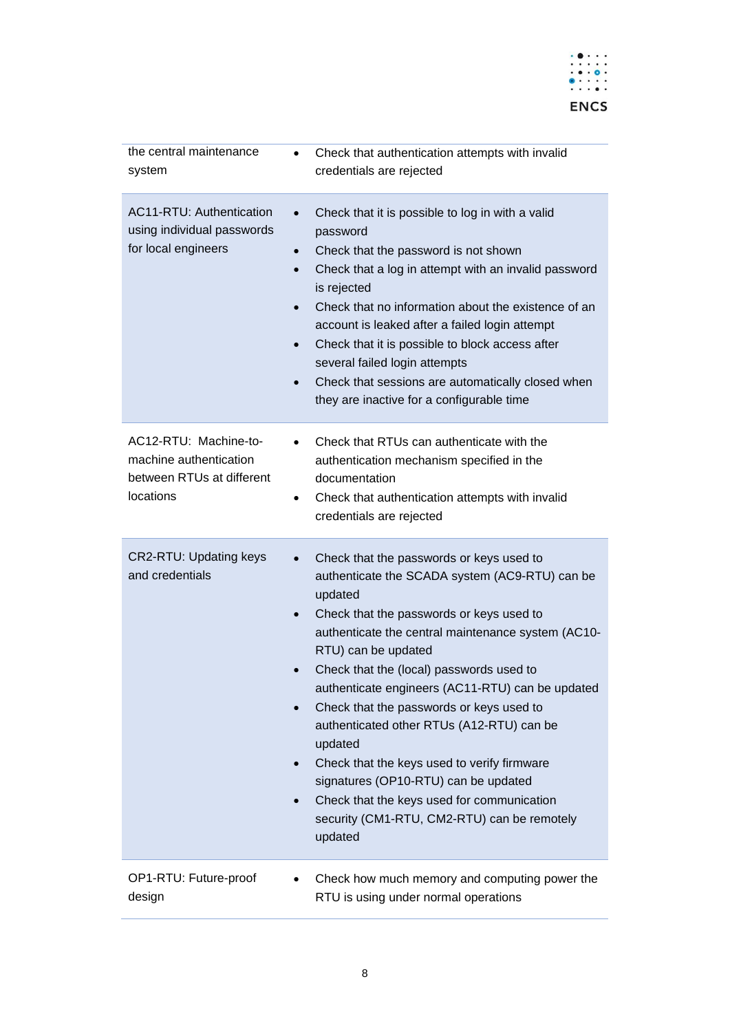| | |
|---|---|
| the central maintenance system | • Check that authentication attempts with invalid credentials are rejected |
| AC11-RTU: Authentication using individual passwords for local engineers | • Check that it is possible to log in with a valid password<br>• Check that the password is not shown<br>• Check that a log in attempt with an invalid password is rejected<br>• Check that no information about the existence of an account is leaked after a failed login attempt<br>• Check that it is possible to block access after several failed login attempts<br>• Check that sessions are automatically closed when they are inactive for a configurable time |
| AC12-RTU: Machine-to-machine authentication between RTUs at different locations | • Check that RTUs can authenticate with the authentication mechanism specified in the documentation<br>• Check that authentication attempts with invalid credentials are rejected |
| CR2-RTU: Updating keys and credentials | • Check that the passwords or keys used to authenticate the SCADA system (AC9-RTU) can be updated<br>• Check that the passwords or keys used to authenticate the central maintenance system (AC10-RTU) can be updated<br>• Check that the (local) passwords used to authenticate engineers (AC11-RTU) can be updated<br>• Check that the passwords or keys used to authenticated other RTUs (A12-RTU) can be updated<br>• Check that the keys used to verify firmware signatures (OP10-RTU) can be updated<br>• Check that the keys used for communication security (CM1-RTU, CM2-RTU) can be remotely updated |
| OP1-RTU: Future-proof design | • Check how much memory and computing power the RTU is using under normal operations |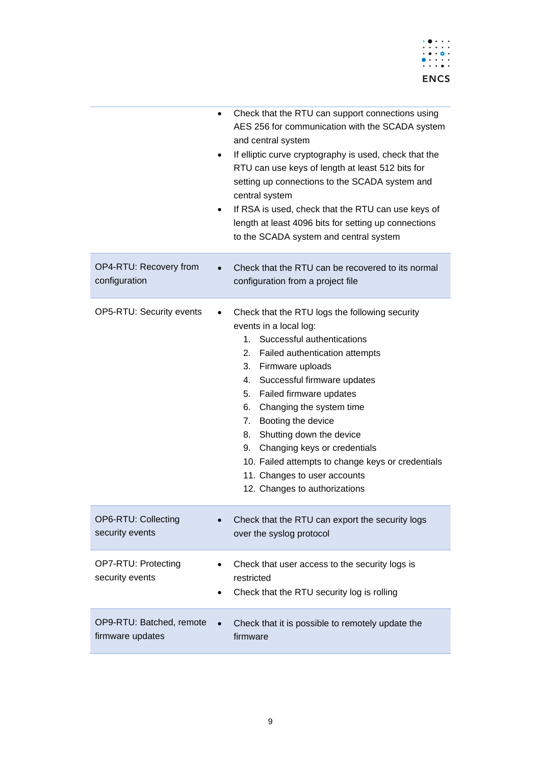| | |
|---|---|
| | • Check that the RTU can support connections using AES 256 for communication with the SCADA system and central system<br>• If elliptic curve cryptography is used, check that the RTU can use keys of length at least 512 bits for setting up connections to the SCADA system and central system<br>• If RSA is used, check that the RTU can use keys of length at least 4096 bits for setting up connections to the SCADA system and central system |
| OP4-RTU: Recovery from configuration | • Check that the RTU can be recovered to its normal configuration from a project file |
| OP5-RTU: Security events | • Check that the RTU logs the following security events in a local log:<br>1. Successful authentications<br>2. Failed authentication attempts<br>3. Firmware uploads<br>4. Successful firmware updates<br>5. Failed firmware updates<br>6. Changing the system time<br>7. Booting the device<br>8. Shutting down the device<br>9. Changing keys or credentials<br>10. Failed attempts to change keys or credentials<br>11. Changes to user accounts<br>12. Changes to authorizations |
| OP6-RTU: Collecting security events | • Check that the RTU can export the security logs over the syslog protocol |
| OP7-RTU: Protecting security events | • Check that user access to the security logs is restricted<br>• Check that the RTU security log is rolling |
| OP9-RTU: Batched, remote firmware updates | • Check that it is possible to remotely update the firmware |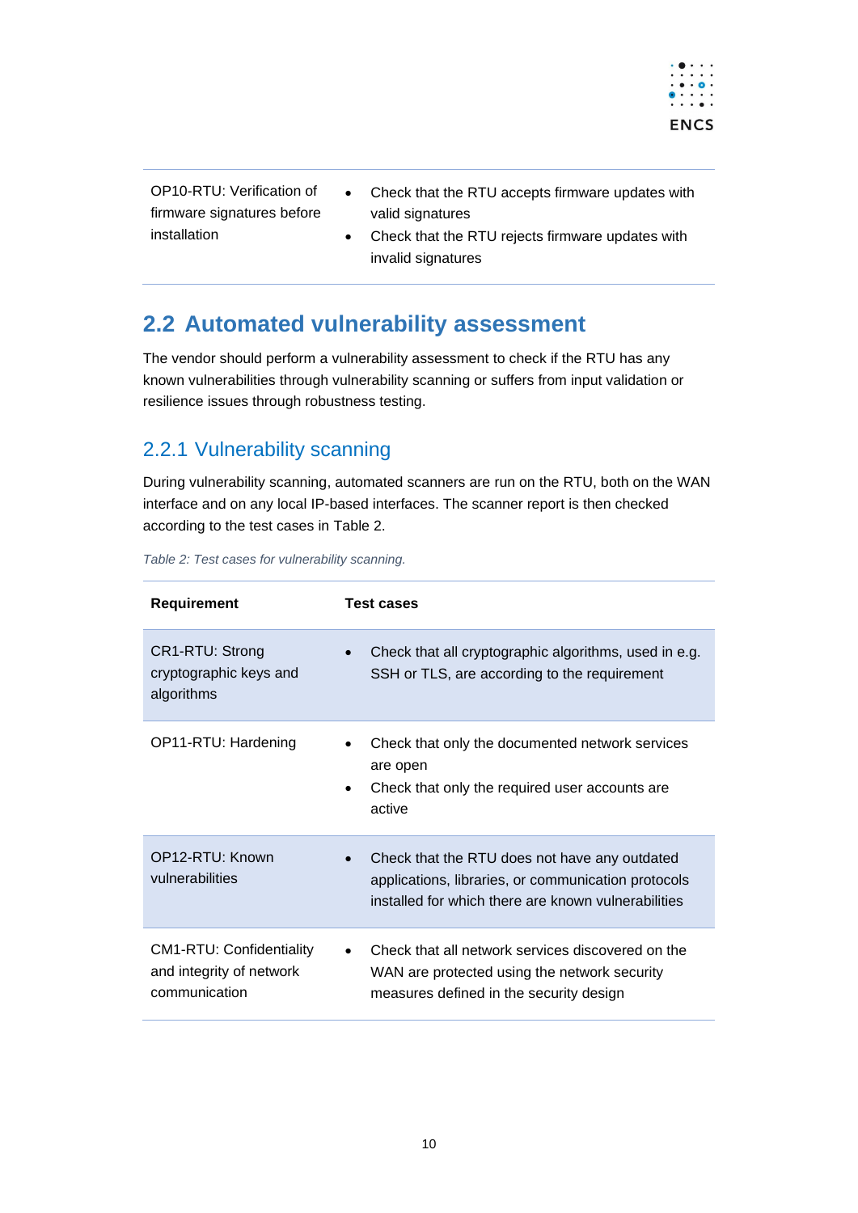| | |
|---|---|
| OP10-RTU: Verification of firmware signatures before installation | • Check that the RTU accepts firmware updates with valid signatures<br>• Check that the RTU rejects firmware updates with invalid signatures |

## 2.2 Automated vulnerability assessment

The vendor should perform a vulnerability assessment to check if the RTU has any known vulnerabilities through vulnerability scanning or suffers from input validation or resilience issues through robustness testing.

### 2.2.1 Vulnerability scanning

During vulnerability scanning, automated scanners are run on the RTU, both on the WAN interface and on any local IP-based interfaces. The scanner report is then checked according to the test cases in Table 2.

*Table 2: Test cases for vulnerability scanning.*

| Requirement | Test cases |
|---|---|
| CR1-RTU: Strong cryptographic keys and algorithms | • Check that all cryptographic algorithms, used in e.g. SSH or TLS, are according to the requirement |
| OP11-RTU: Hardening | • Check that only the documented network services are open<br>• Check that only the required user accounts are active |
| OP12-RTU: Known vulnerabilities | • Check that the RTU does not have any outdated applications, libraries, or communication protocols installed for which there are known vulnerabilities |
| CM1-RTU: Confidentiality and integrity of network communication | • Check that all network services discovered on the WAN are protected using the network security measures defined in the security design |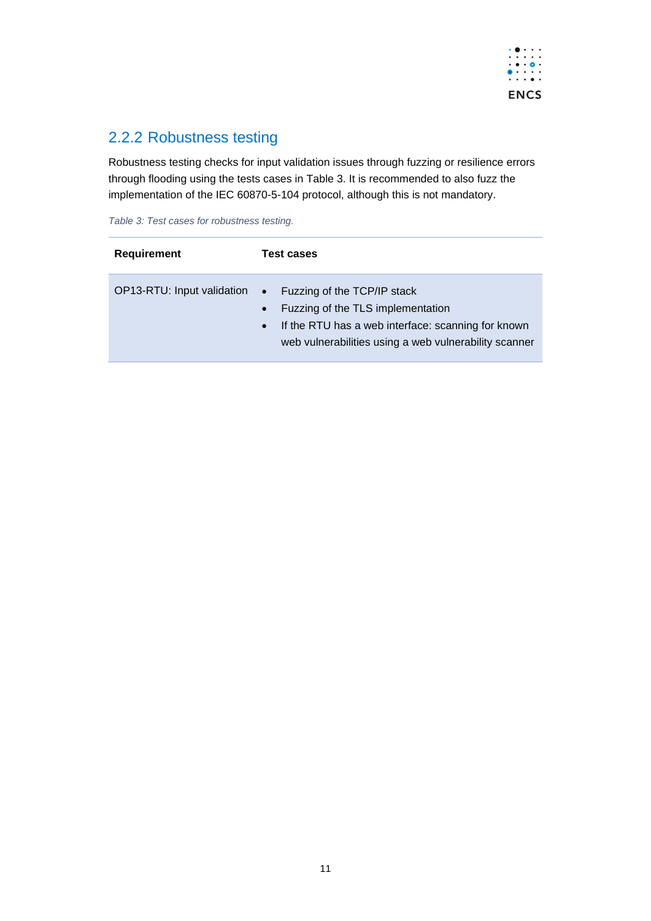### 2.2.2 Robustness testing

Robustness testing checks for input validation issues through fuzzing or resilience errors through flooding using the tests cases in Table 3. It is recommended to also fuzz the implementation of the IEC 60870-5-104 protocol, although this is not mandatory.

*Table 3: Test cases for robustness testing.*

| Requirement | Test cases |
|---|---|
| OP13-RTU: Input validation | • Fuzzing of the TCP/IP stack<br>• Fuzzing of the TLS implementation<br>• If the RTU has a web interface: scanning for known web vulnerabilities using a web vulnerability scanner |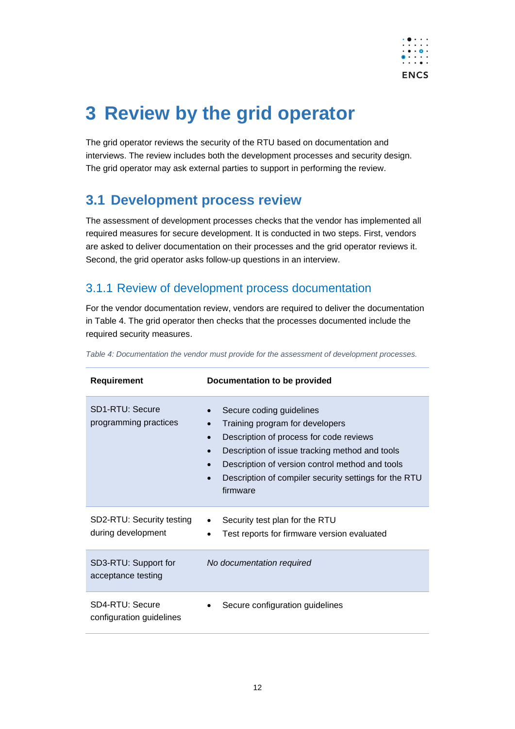# 3 Review by the grid operator

The grid operator reviews the security of the RTU based on documentation and interviews. The review includes both the development processes and security design. The grid operator may ask external parties to support in performing the review.

## 3.1 Development process review

The assessment of development processes checks that the vendor has implemented all required measures for secure development. It is conducted in two steps. First, vendors are asked to deliver documentation on their processes and the grid operator reviews it. Second, the grid operator asks follow-up questions in an interview.

### 3.1.1 Review of development process documentation

For the vendor documentation review, vendors are required to deliver the documentation in Table 4. The grid operator then checks that the processes documented include the required security measures.

*Table 4: Documentation the vendor must provide for the assessment of development processes.*

| Requirement | Documentation to be provided |
|---|---|
| SD1-RTU: Secure programming practices | • Secure coding guidelines<br>• Training program for developers<br>• Description of process for code reviews<br>• Description of issue tracking method and tools<br>• Description of version control method and tools<br>• Description of compiler security settings for the RTU firmware |
| SD2-RTU: Security testing during development | • Security test plan for the RTU<br>• Test reports for firmware version evaluated |
| SD3-RTU: Support for acceptance testing | *No documentation required* |
| SD4-RTU: Secure configuration guidelines | • Secure configuration guidelines |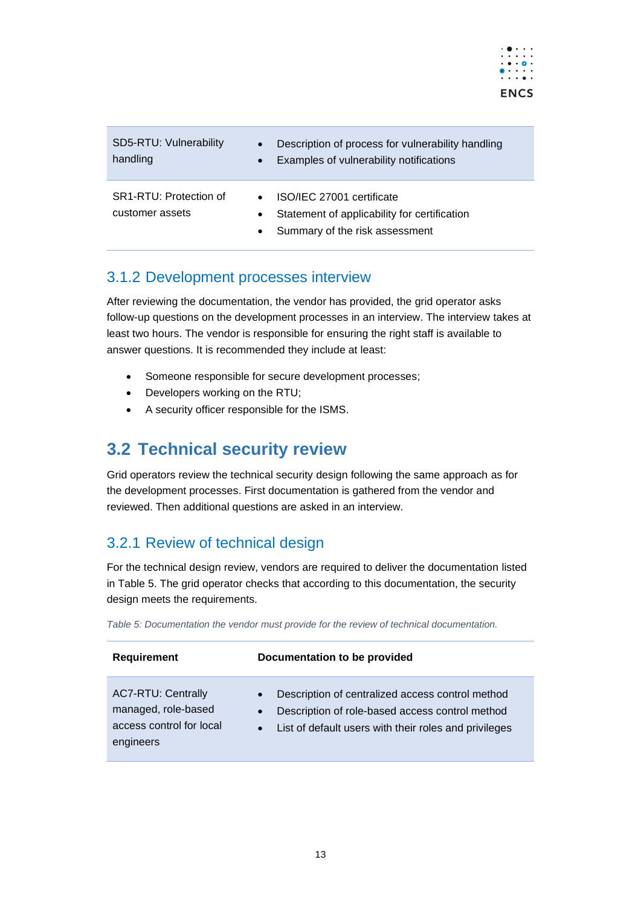| Requirement | Documentation to be provided |
|---|---|
| SD5-RTU: Vulnerability handling | • Description of process for vulnerability handling<br>• Examples of vulnerability notifications |
| SR1-RTU: Protection of customer assets | • ISO/IEC 27001 certificate<br>• Statement of applicability for certification<br>• Summary of the risk assessment |

### 3.1.2 Development processes interview

After reviewing the documentation, the vendor has provided, the grid operator asks follow-up questions on the development processes in an interview. The interview takes at least two hours. The vendor is responsible for ensuring the right staff is available to answer questions. It is recommended they include at least:

- Someone responsible for secure development processes;
- Developers working on the RTU;
- A security officer responsible for the ISMS.

## 3.2 Technical security review

Grid operators review the technical security design following the same approach as for the development processes. First documentation is gathered from the vendor and reviewed. Then additional questions are asked in an interview.

### 3.2.1 Review of technical design

For the technical design review, vendors are required to deliver the documentation listed in Table 5. The grid operator checks that according to this documentation, the security design meets the requirements.

*Table 5: Documentation the vendor must provide for the review of technical documentation.*

| Requirement | Documentation to be provided |
|---|---|
| AC7-RTU: Centrally managed, role-based access control for local engineers | • Description of centralized access control method<br>• Description of role-based access control method<br>• List of default users with their roles and privileges |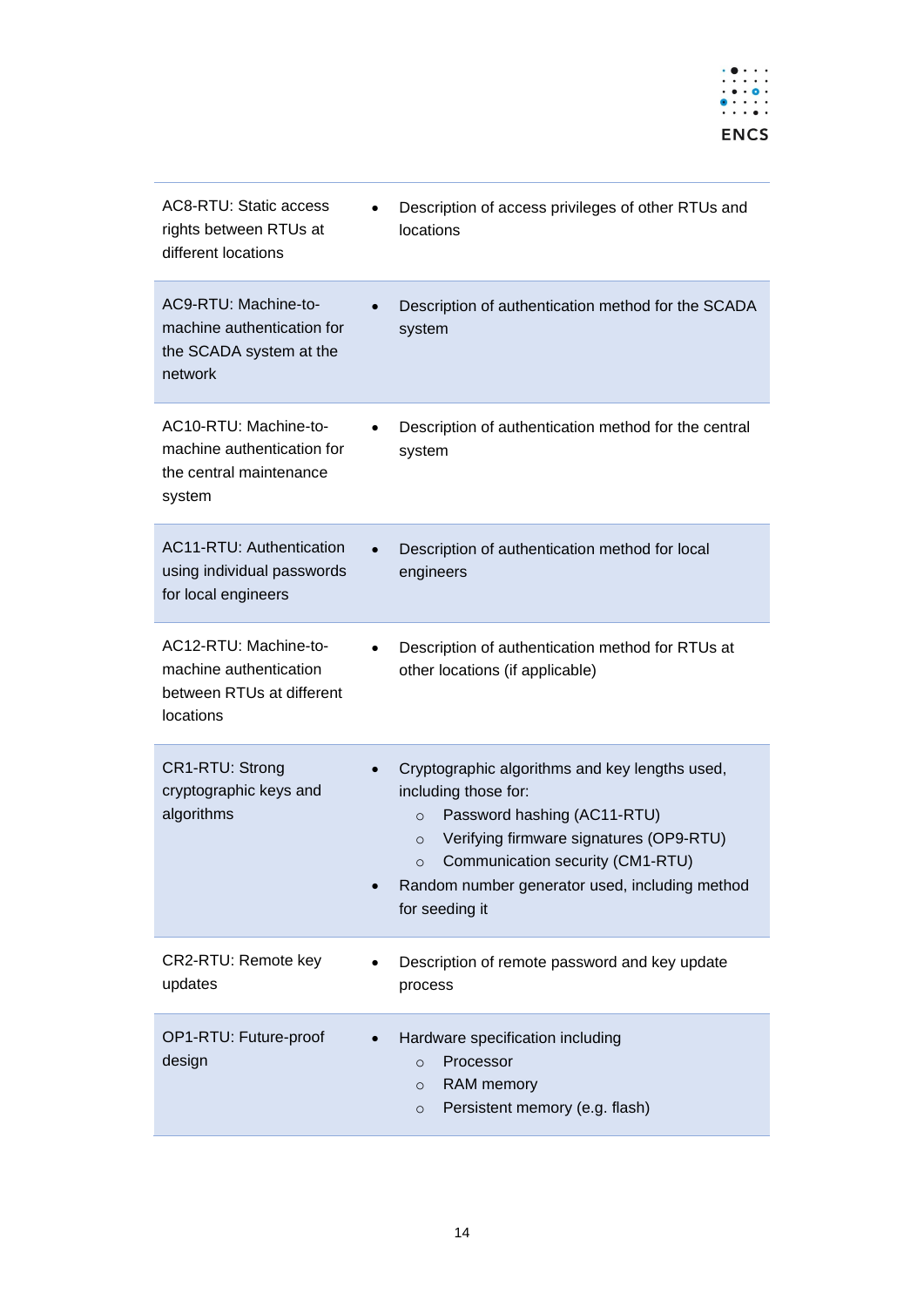| | |
|---|---|
| AC8-RTU: Static access rights between RTUs at different locations | • Description of access privileges of other RTUs and locations |
| AC9-RTU: Machine-to-machine authentication for the SCADA system at the network | • Description of authentication method for the SCADA system |
| AC10-RTU: Machine-to-machine authentication for the central maintenance system | • Description of authentication method for the central system |
| AC11-RTU: Authentication using individual passwords for local engineers | • Description of authentication method for local engineers |
| AC12-RTU: Machine-to-machine authentication between RTUs at different locations | • Description of authentication method for RTUs at other locations (if applicable) |
| CR1-RTU: Strong cryptographic keys and algorithms | • Cryptographic algorithms and key lengths used, including those for:<br>&nbsp;&nbsp;&nbsp;&nbsp;○ Password hashing (AC11-RTU)<br>&nbsp;&nbsp;&nbsp;&nbsp;○ Verifying firmware signatures (OP9-RTU)<br>&nbsp;&nbsp;&nbsp;&nbsp;○ Communication security (CM1-RTU)<br>• Random number generator used, including method for seeding it |
| CR2-RTU: Remote key updates | • Description of remote password and key update process |
| OP1-RTU: Future-proof design | • Hardware specification including<br>&nbsp;&nbsp;&nbsp;&nbsp;○ Processor<br>&nbsp;&nbsp;&nbsp;&nbsp;○ RAM memory<br>&nbsp;&nbsp;&nbsp;&nbsp;○ Persistent memory (e.g. flash) |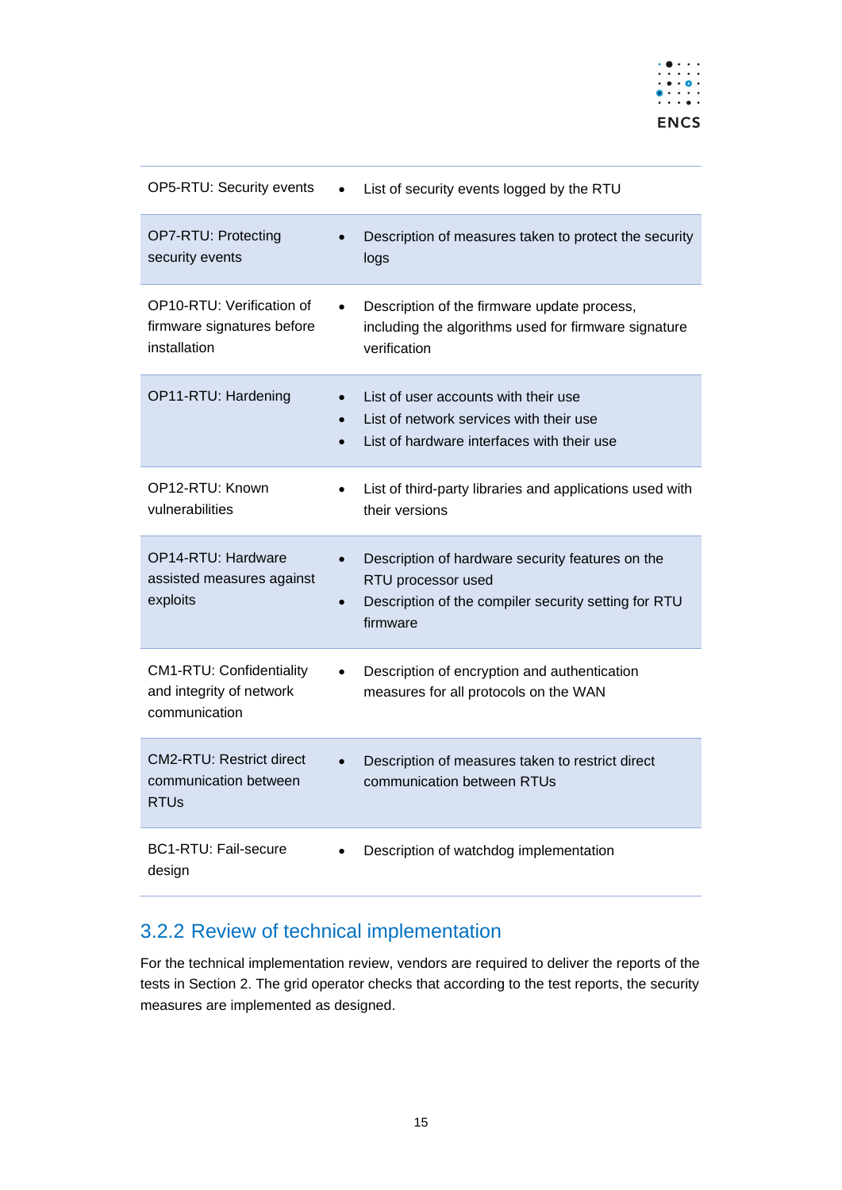| | |
|---|---|
| OP5-RTU: Security events | • List of security events logged by the RTU |
| OP7-RTU: Protecting security events | • Description of measures taken to protect the security logs |
| OP10-RTU: Verification of firmware signatures before installation | • Description of the firmware update process, including the algorithms used for firmware signature verification |
| OP11-RTU: Hardening | • List of user accounts with their use<br>• List of network services with their use<br>• List of hardware interfaces with their use |
| OP12-RTU: Known vulnerabilities | • List of third-party libraries and applications used with their versions |
| OP14-RTU: Hardware assisted measures against exploits | • Description of hardware security features on the RTU processor used<br>• Description of the compiler security setting for RTU firmware |
| CM1-RTU: Confidentiality and integrity of network communication | • Description of encryption and authentication measures for all protocols on the WAN |
| CM2-RTU: Restrict direct communication between RTUs | • Description of measures taken to restrict direct communication between RTUs |
| BC1-RTU: Fail-secure design | • Description of watchdog implementation |

### 3.2.2 Review of technical implementation

For the technical implementation review, vendors are required to deliver the reports of the tests in Section 2. The grid operator checks that according to the test reports, the security measures are implemented as designed.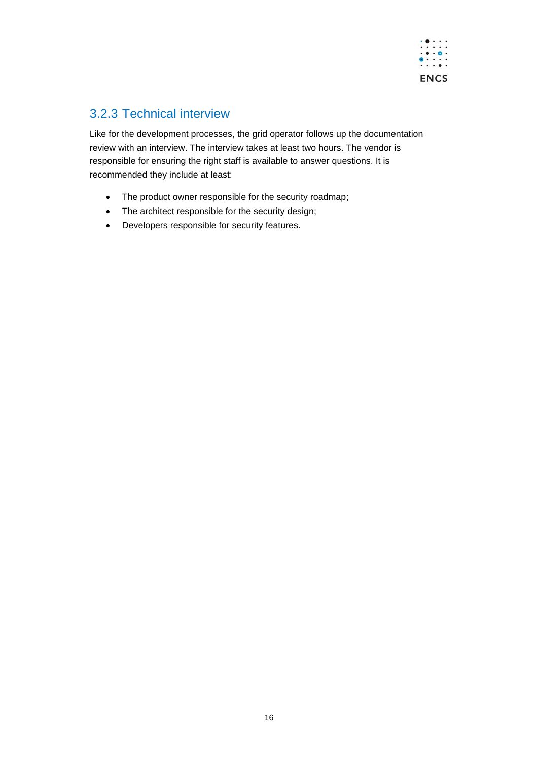### 3.2.3 Technical interview

Like for the development processes, the grid operator follows up the documentation review with an interview. The interview takes at least two hours. The vendor is responsible for ensuring the right staff is available to answer questions. It is recommended they include at least:

- The product owner responsible for the security roadmap;
- The architect responsible for the security design;
- Developers responsible for security features.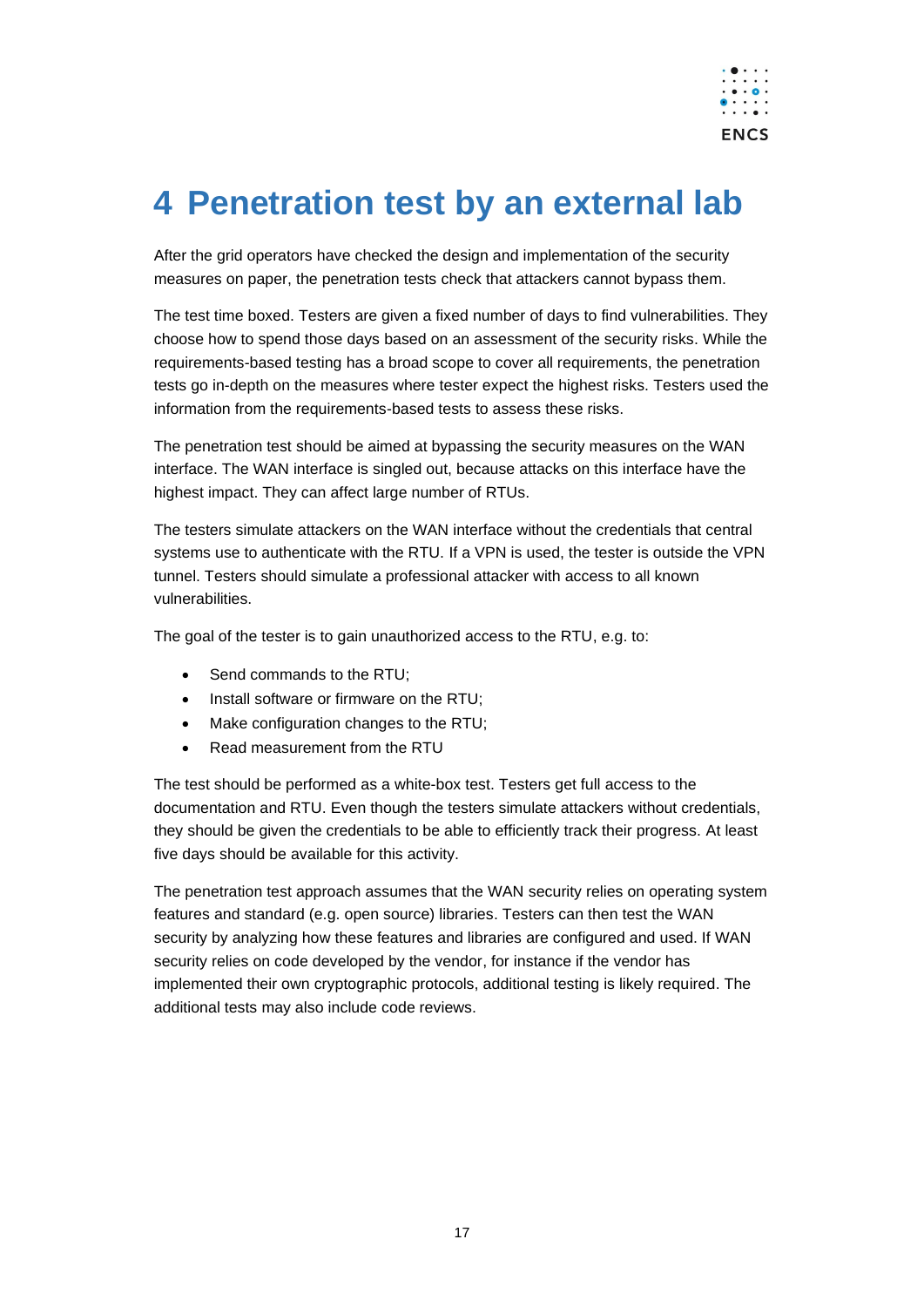# 4 Penetration test by an external lab

After the grid operators have checked the design and implementation of the security measures on paper, the penetration tests check that attackers cannot bypass them.

The test time boxed. Testers are given a fixed number of days to find vulnerabilities. They choose how to spend those days based on an assessment of the security risks. While the requirements-based testing has a broad scope to cover all requirements, the penetration tests go in-depth on the measures where tester expect the highest risks. Testers used the information from the requirements-based tests to assess these risks.

The penetration test should be aimed at bypassing the security measures on the WAN interface. The WAN interface is singled out, because attacks on this interface have the highest impact. They can affect large number of RTUs.

The testers simulate attackers on the WAN interface without the credentials that central systems use to authenticate with the RTU. If a VPN is used, the tester is outside the VPN tunnel. Testers should simulate a professional attacker with access to all known vulnerabilities.

The goal of the tester is to gain unauthorized access to the RTU, e.g. to:

- Send commands to the RTU;
- Install software or firmware on the RTU;
- Make configuration changes to the RTU;
- Read measurement from the RTU

The test should be performed as a white-box test. Testers get full access to the documentation and RTU. Even though the testers simulate attackers without credentials, they should be given the credentials to be able to efficiently track their progress. At least five days should be available for this activity.

The penetration test approach assumes that the WAN security relies on operating system features and standard (e.g. open source) libraries. Testers can then test the WAN security by analyzing how these features and libraries are configured and used. If WAN security relies on code developed by the vendor, for instance if the vendor has implemented their own cryptographic protocols, additional testing is likely required. The additional tests may also include code reviews.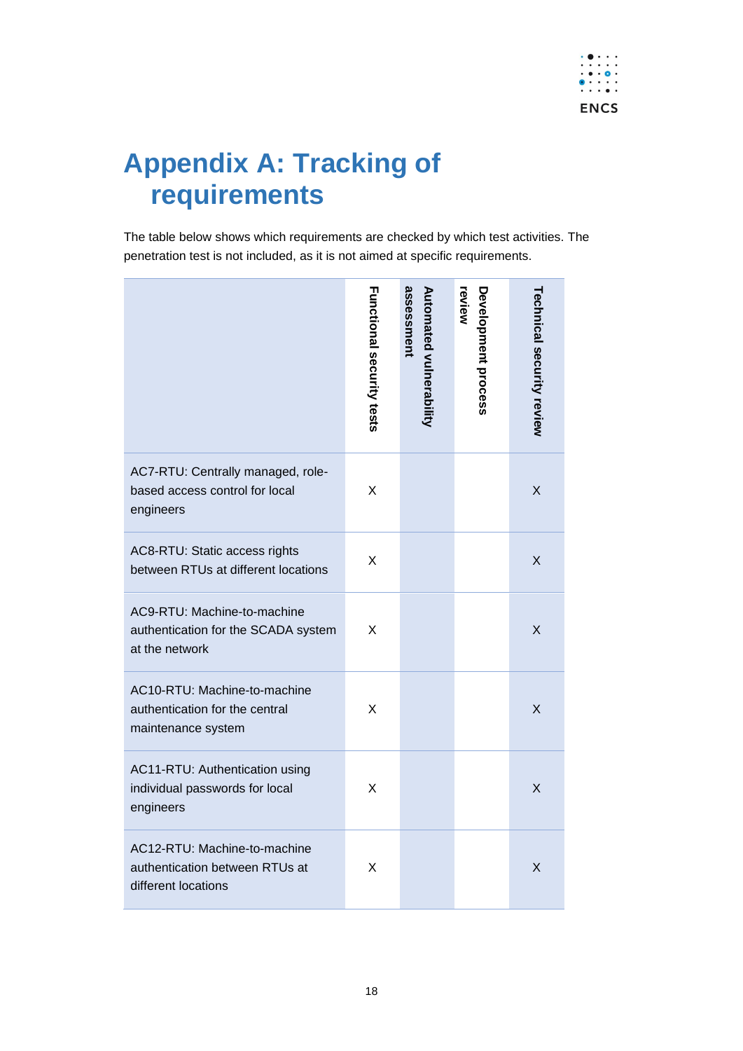# Appendix A: Tracking of requirements

The table below shows which requirements are checked by which test activities. The penetration test is not included, as it is not aimed at specific requirements.

| | Functional security tests | Automated vulnerability assessment | Development process review | Technical security review |
|---|---|---|---|---|
| AC7-RTU: Centrally managed, role-based access control for local engineers | X | | | X |
| AC8-RTU: Static access rights between RTUs at different locations | X | | | X |
| AC9-RTU: Machine-to-machine authentication for the SCADA system at the network | X | | | X |
| AC10-RTU: Machine-to-machine authentication for the central maintenance system | X | | | X |
| AC11-RTU: Authentication using individual passwords for local engineers | X | | | X |
| AC12-RTU: Machine-to-machine authentication between RTUs at different locations | X | | | X |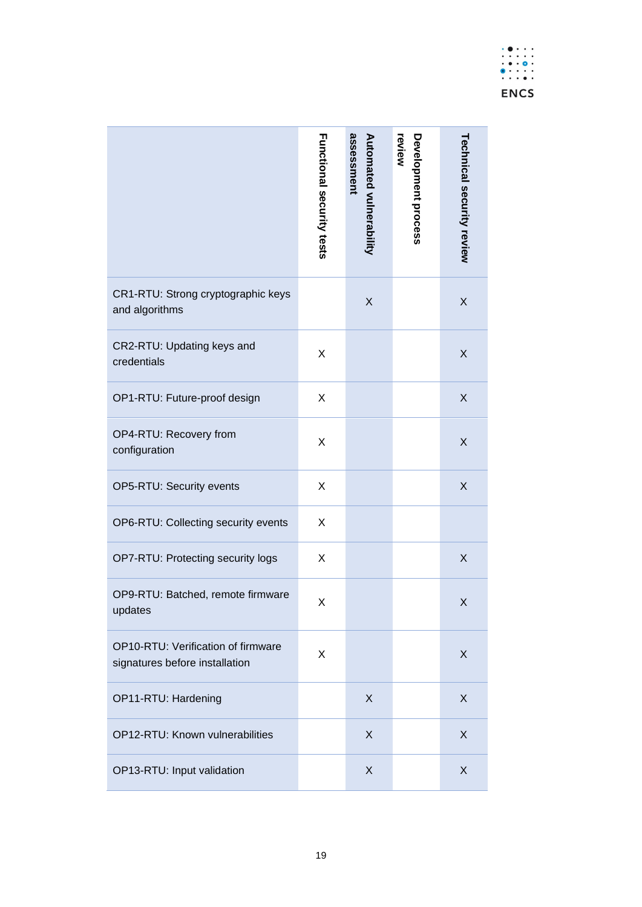| | Functional security tests | Automated vulnerability assessment | Development process review | Technical security review |
|---|---|---|---|---|
| CR1-RTU: Strong cryptographic keys and algorithms | | X | | X |
| CR2-RTU: Updating keys and credentials | X | | | X |
| OP1-RTU: Future-proof design | X | | | X |
| OP4-RTU: Recovery from configuration | X | | | X |
| OP5-RTU: Security events | X | | | X |
| OP6-RTU: Collecting security events | X | | | |
| OP7-RTU: Protecting security logs | X | | | X |
| OP9-RTU: Batched, remote firmware updates | X | | | X |
| OP10-RTU: Verification of firmware signatures before installation | X | | | X |
| OP11-RTU: Hardening | | X | | X |
| OP12-RTU: Known vulnerabilities | | X | | X |
| OP13-RTU: Input validation | | X | | X |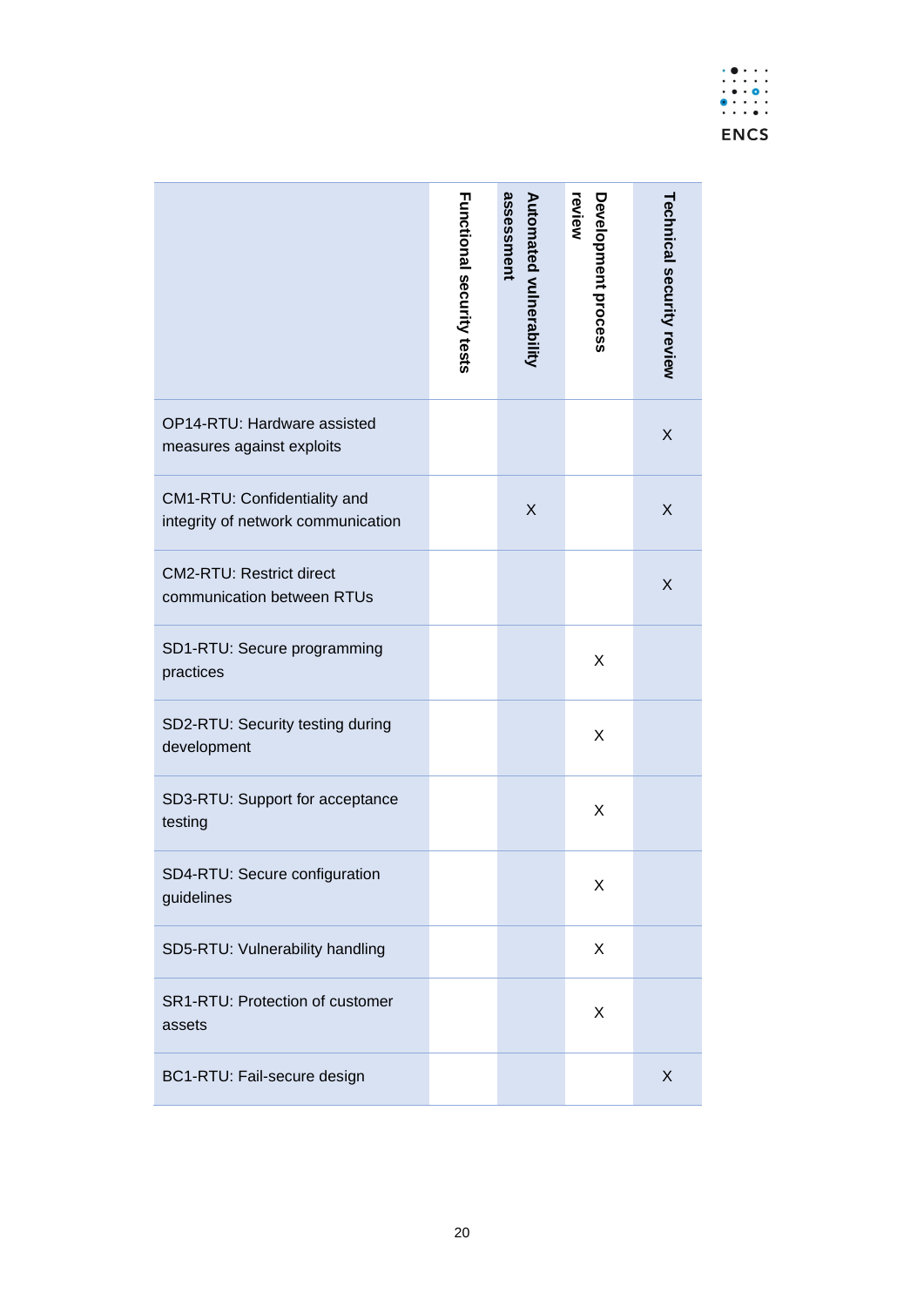| | Functional security tests | Automated vulnerability assessment | Development process review | Technical security review |
|---|---|---|---|---|
| OP14-RTU: Hardware assisted measures against exploits | | | | X |
| CM1-RTU: Confidentiality and integrity of network communication | | X | | X |
| CM2-RTU: Restrict direct communication between RTUs | | | | X |
| SD1-RTU: Secure programming practices | | | X | |
| SD2-RTU: Security testing during development | | | X | |
| SD3-RTU: Support for acceptance testing | | | X | |
| SD4-RTU: Secure configuration guidelines | | | X | |
| SD5-RTU: Vulnerability handling | | | X | |
| SR1-RTU: Protection of customer assets | | | X | |
| BC1-RTU: Fail-secure design | | | | X |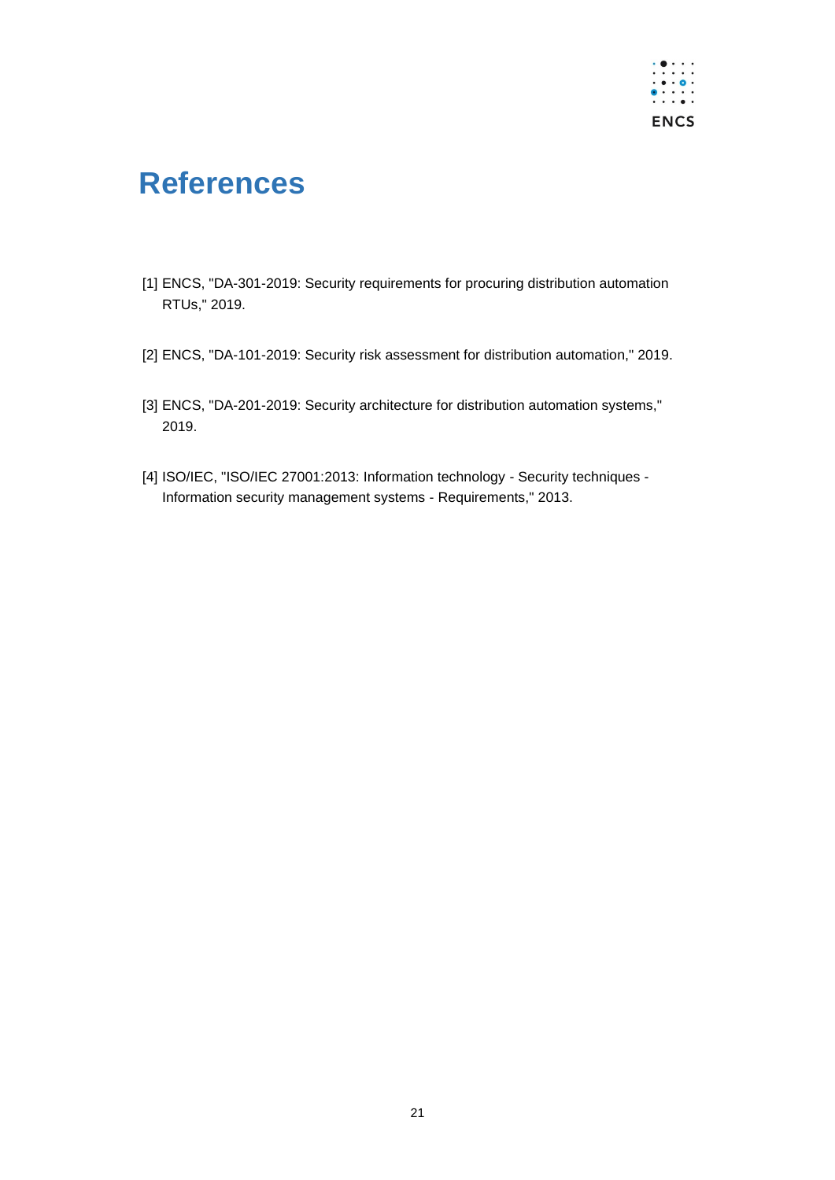# References

[1] ENCS, "DA-301-2019: Security requirements for procuring distribution automation RTUs," 2019.

[2] ENCS, "DA-101-2019: Security risk assessment for distribution automation," 2019.

[3] ENCS, "DA-201-2019: Security architecture for distribution automation systems," 2019.

[4] ISO/IEC, "ISO/IEC 27001:2013: Information technology - Security techniques - Information security management systems - Requirements," 2013.